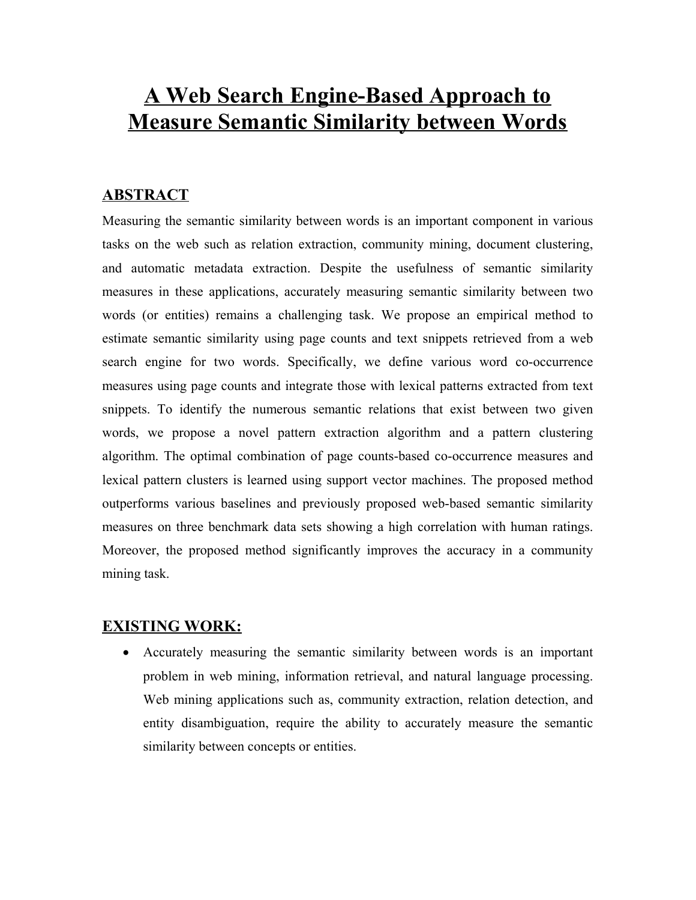# A Web Search Engine-Based Approach to Measure Semantic Similarity between Words

## ABSTRACT

Measuring the semantic similarity between words is an important component in various tasks on the web such as relation extraction, community mining, document clustering, and automatic metadata extraction. Despite the usefulness of semantic similarity measures in these applications, accurately measuring semantic similarity between two words (or entities) remains a challenging task. We propose an empirical method to estimate semantic similarity using page counts and text snippets retrieved from a web search engine for two words. Specifically, we define various word co-occurrence measures using page counts and integrate those with lexical patterns extracted from text snippets. To identify the numerous semantic relations that exist between two given words, we propose a novel pattern extraction algorithm and a pattern clustering algorithm. The optimal combination of page counts-based co-occurrence measures and lexical pattern clusters is learned using support vector machines. The proposed method outperforms various baselines and previously proposed web-based semantic similarity measures on three benchmark data sets showing a high correlation with human ratings. Moreover, the proposed method significantly improves the accuracy in a community mining task.

## EXISTING WORK:

- Accurately measuring the semantic similarity between words is an important problem in web mining, information retrieval, and natural language processing. Web mining applications such as, community extraction, relation detection, and entity disambiguation, require the ability to accurately measure the semantic similarity between concepts or entities.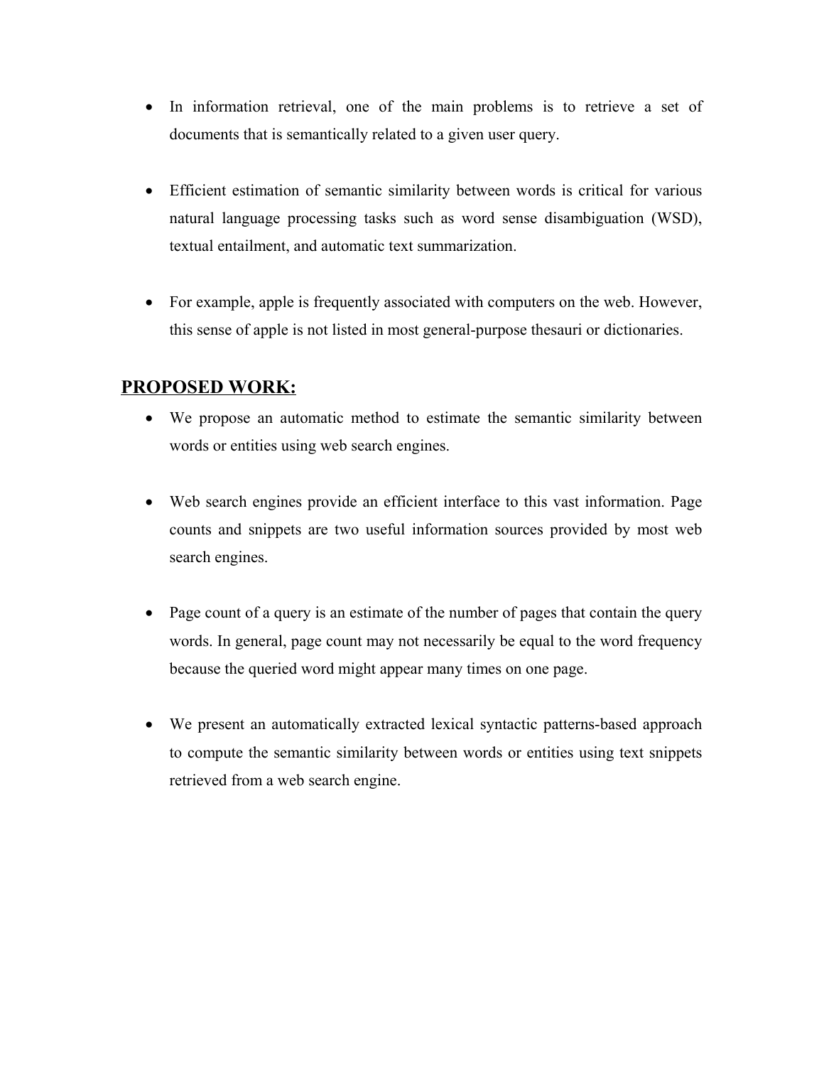- In information retrieval, one of the main problems is to retrieve a set of documents that is semantically related to a given user query.

- Efficient estimation of semantic similarity between words is critical for various natural language processing tasks such as word sense disambiguation (WSD), textual entailment, and automatic text summarization.

- For example, apple is frequently associated with computers on the web. However, this sense of apple is not listed in most general-purpose thesauri or dictionaries.

## PROPOSED WORK:

- We propose an automatic method to estimate the semantic similarity between words or entities using web search engines.

- Web search engines provide an efficient interface to this vast information. Page counts and snippets are two useful information sources provided by most web search engines.

- Page count of a query is an estimate of the number of pages that contain the query words. In general, page count may not necessarily be equal to the word frequency because the queried word might appear many times on one page.

- We present an automatically extracted lexical syntactic patterns-based approach to compute the semantic similarity between words or entities using text snippets retrieved from a web search engine.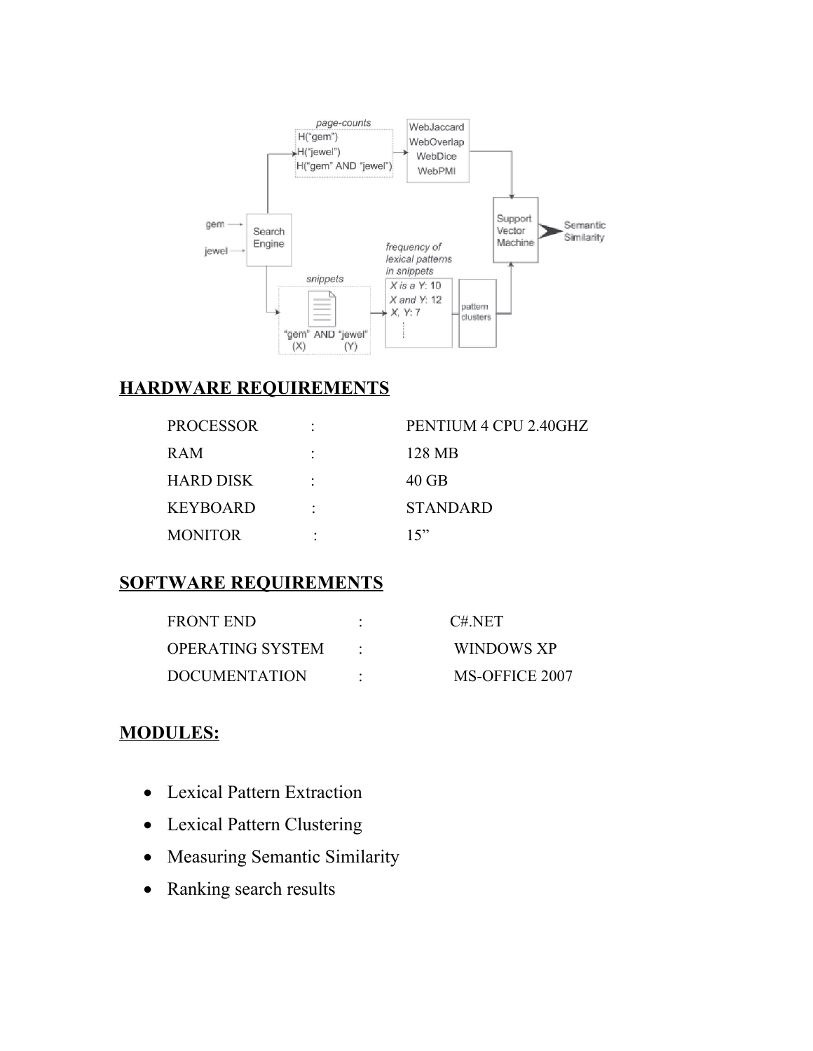## HARDWARE REQUIREMENTS

| | | |
|---|---|---|
| PROCESSOR | : | PENTIUM 4 CPU 2.40GHZ |
| RAM | : | 128 MB |
| HARD DISK | : | 40 GB |
| KEYBOARD | : | STANDARD |
| MONITOR | : | 15” |

## SOFTWARE REQUIREMENTS

| | | |
|---|---|---|
| FRONT END | : | C#.NET |
| OPERATING SYSTEM | : | WINDOWS XP |
| DOCUMENTATION | : | MS-OFFICE 2007 |

## MODULES:

- Lexical Pattern Extraction
- Lexical Pattern Clustering
- Measuring Semantic Similarity
- Ranking search results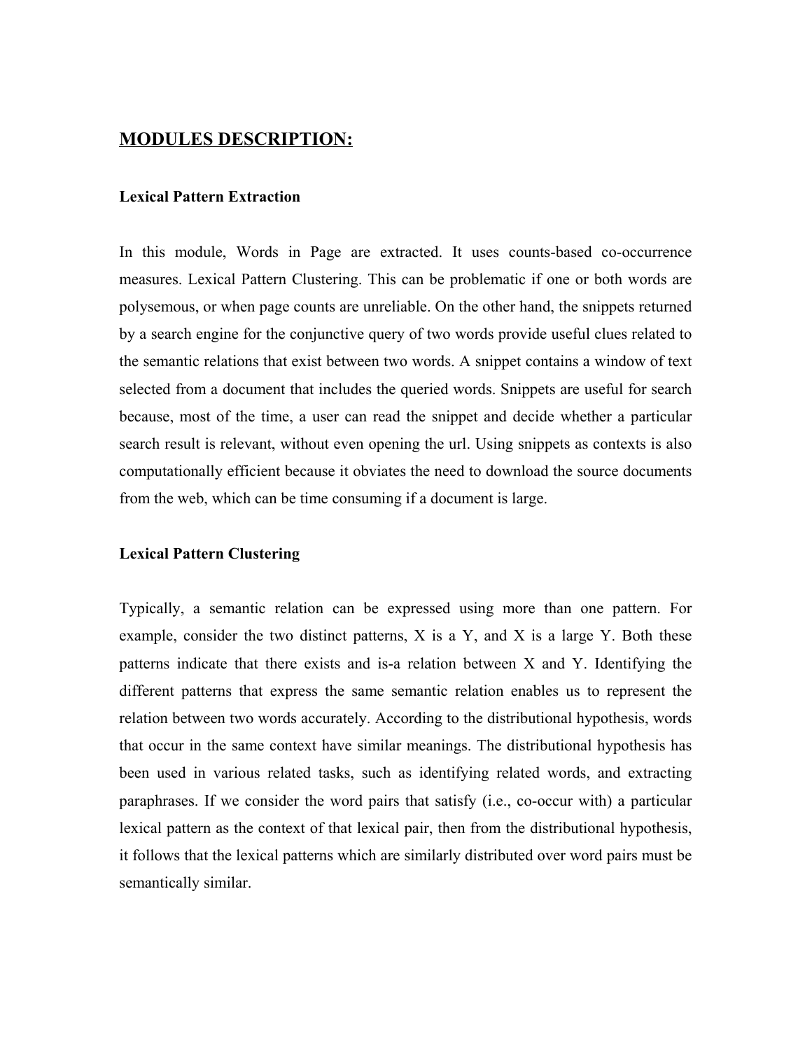## MODULES DESCRIPTION:

### Lexical Pattern Extraction

In this module, Words in Page are extracted. It uses counts-based co-occurrence measures. Lexical Pattern Clustering. This can be problematic if one or both words are polysemous, or when page counts are unreliable. On the other hand, the snippets returned by a search engine for the conjunctive query of two words provide useful clues related to the semantic relations that exist between two words. A snippet contains a window of text selected from a document that includes the queried words. Snippets are useful for search because, most of the time, a user can read the snippet and decide whether a particular search result is relevant, without even opening the url. Using snippets as contexts is also computationally efficient because it obviates the need to download the source documents from the web, which can be time consuming if a document is large.

### Lexical Pattern Clustering

Typically, a semantic relation can be expressed using more than one pattern. For example, consider the two distinct patterns, X is a Y, and X is a large Y. Both these patterns indicate that there exists and is-a relation between X and Y. Identifying the different patterns that express the same semantic relation enables us to represent the relation between two words accurately. According to the distributional hypothesis, words that occur in the same context have similar meanings. The distributional hypothesis has been used in various related tasks, such as identifying related words, and extracting paraphrases. If we consider the word pairs that satisfy (i.e., co-occur with) a particular lexical pattern as the context of that lexical pair, then from the distributional hypothesis, it follows that the lexical patterns which are similarly distributed over word pairs must be semantically similar.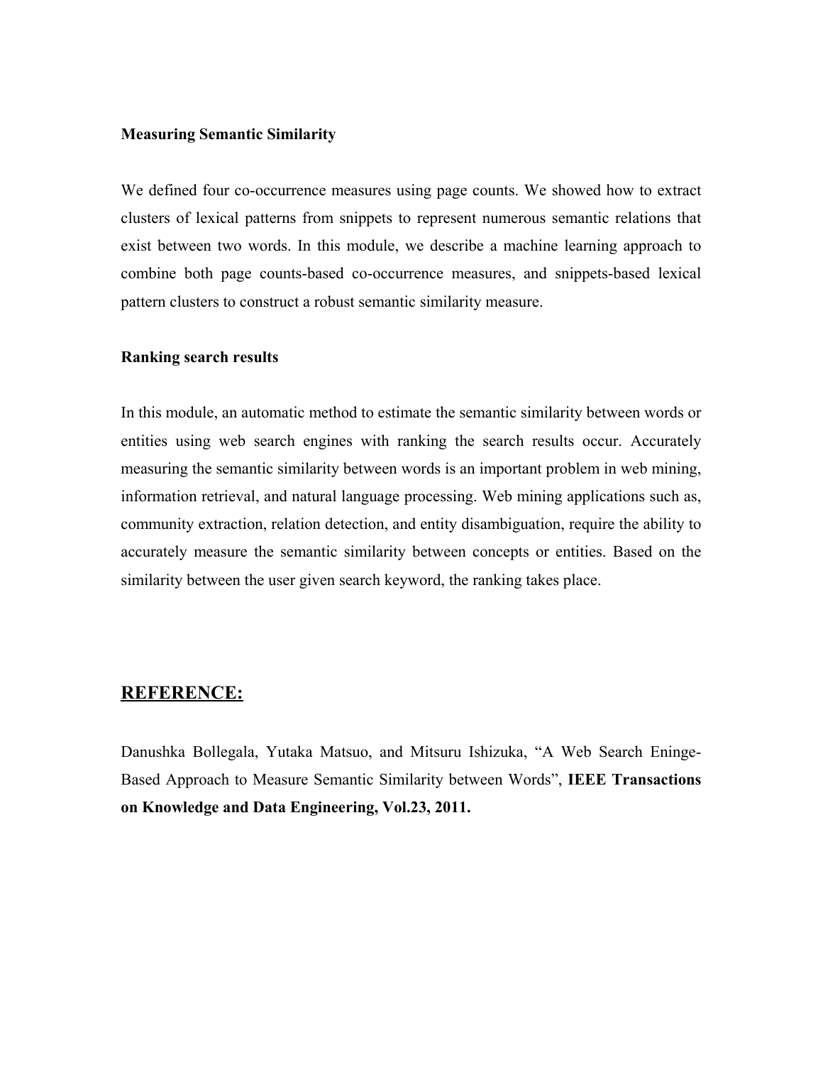### Measuring Semantic Similarity

We defined four co-occurrence measures using page counts. We showed how to extract clusters of lexical patterns from snippets to represent numerous semantic relations that exist between two words. In this module, we describe a machine learning approach to combine both page counts-based co-occurrence measures, and snippets-based lexical pattern clusters to construct a robust semantic similarity measure.

### Ranking search results

In this module, an automatic method to estimate the semantic similarity between words or entities using web search engines with ranking the search results occur. Accurately measuring the semantic similarity between words is an important problem in web mining, information retrieval, and natural language processing. Web mining applications such as, community extraction, relation detection, and entity disambiguation, require the ability to accurately measure the semantic similarity between concepts or entities. Based on the similarity between the user given search keyword, the ranking takes place.

## REFERENCE:

Danushka Bollegala, Yutaka Matsuo, and Mitsuru Ishizuka, "A Web Search Eninge-Based Approach to Measure Semantic Similarity between Words", **IEEE Transactions on Knowledge and Data Engineering, Vol.23, 2011.**